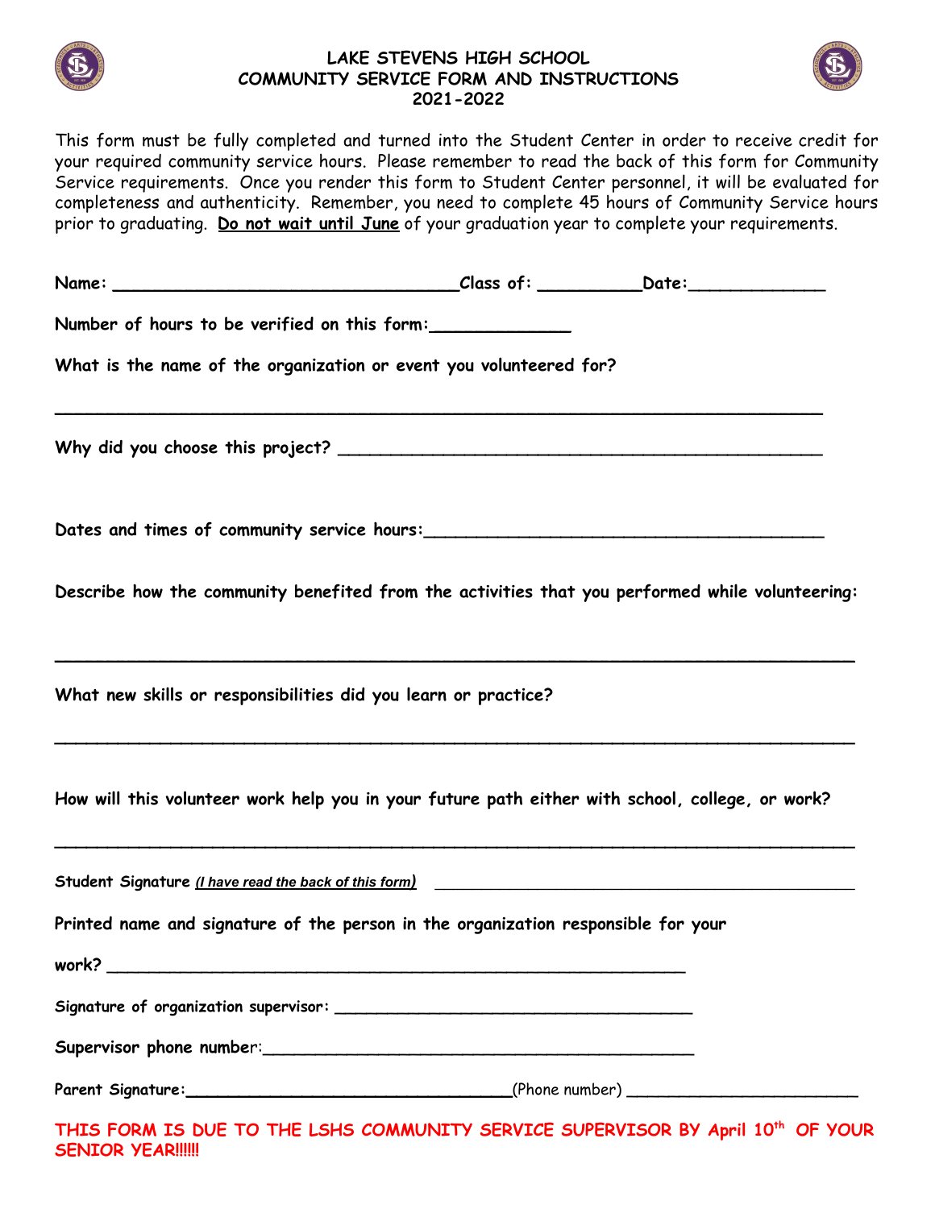# LAKE STEVENS HIGH SCHOOL
## COMMUNITY SERVICE FORM AND INSTRUCTIONS
## 2021-2022

This form must be fully completed and turned into the Student Center in order to receive credit for your required community service hours. Please remember to read the back of this form for Community Service requirements. Once you render this form to Student Center personnel, it will be evaluated for completeness and authenticity. Remember, you need to complete 45 hours of Community Service hours prior to graduating. **Do not wait until June** of your graduation year to complete your requirements.

**Name:** ________________________________**Class of:** __________**Date:**_____________

**Number of hours to be verified on this form:**_____________

**What is the name of the organization or event you volunteered for?**

______________________________________________________________________

**Why did you choose this project?** ____________________________________________

**Dates and times of community service hours:**_____________________________________

**Describe how the community benefited from the activities that you performed while volunteering:**

______________________________________________________________________

**What new skills or responsibilities did you learn or practice?**

______________________________________________________________________

**How will this volunteer work help you in your future path either with school, college, or work?**

______________________________________________________________________

**Student Signature** ***(I have read the back of this form)*** ________________________________________

**Printed name and signature of the person in the organization responsible for your work?** ______________________________________________________

**Signature of organization supervisor:** ___________________________________

**Supervisor phone number**:_________________________________________

**Parent Signature:**________________________________(Phone number) ______________________

**THIS FORM IS DUE TO THE LSHS COMMUNITY SERVICE SUPERVISOR BY April 10th OF YOUR SENIOR YEAR!!!!!!**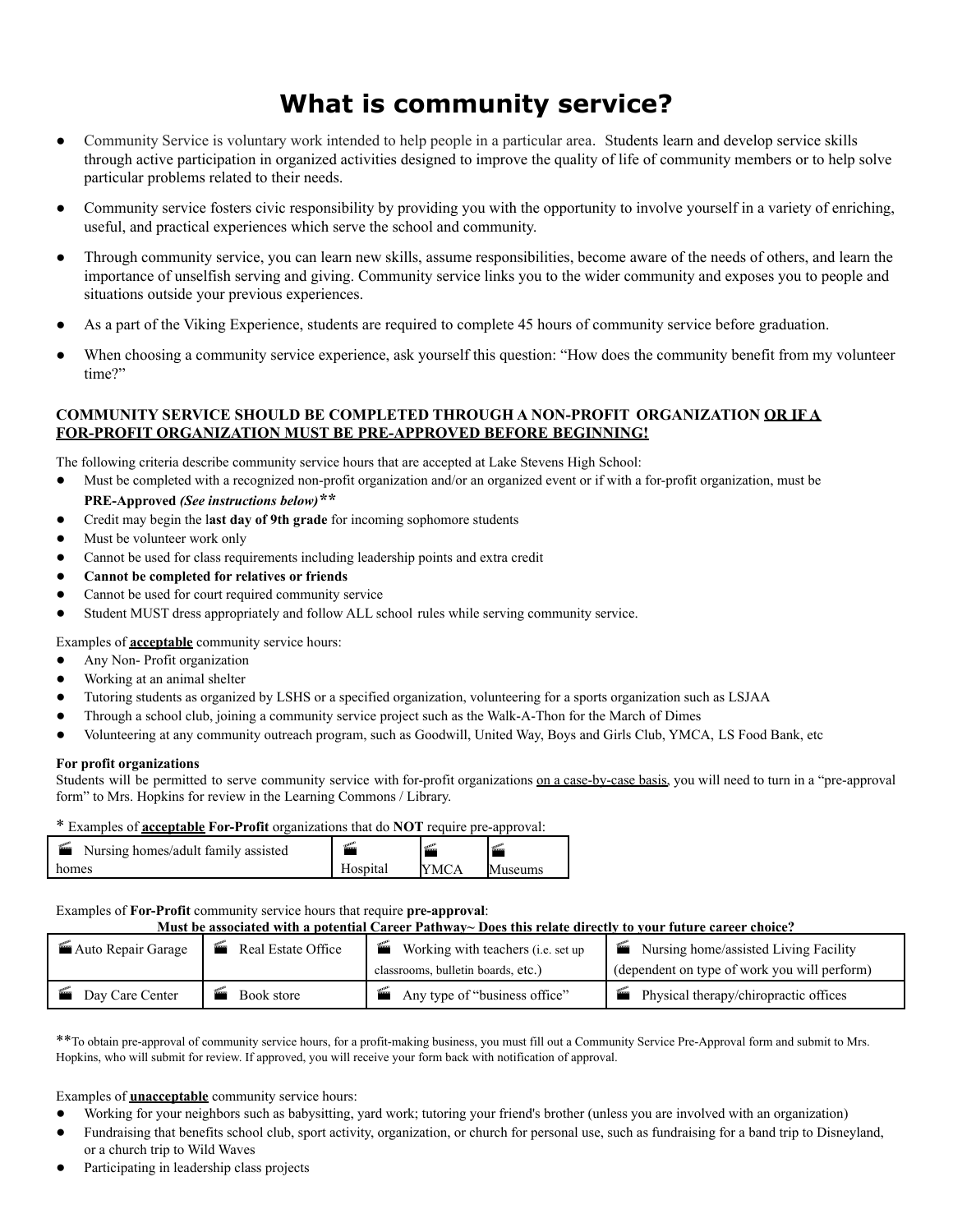# What is community service?

- Community Service is voluntary work intended to help people in a particular area. Students learn and develop service skills through active participation in organized activities designed to improve the quality of life of community members or to help solve particular problems related to their needs.
- Community service fosters civic responsibility by providing you with the opportunity to involve yourself in a variety of enriching, useful, and practical experiences which serve the school and community.
- Through community service, you can learn new skills, assume responsibilities, become aware of the needs of others, and learn the importance of unselfish serving and giving. Community service links you to the wider community and exposes you to people and situations outside your previous experiences.
- As a part of the Viking Experience, students are required to complete 45 hours of community service before graduation.
- When choosing a community service experience, ask yourself this question: "How does the community benefit from my volunteer time?"

**COMMUNITY SERVICE SHOULD BE COMPLETED THROUGH A NON-PROFIT ORGANIZATION <u>OR IF A FOR-PROFIT ORGANIZATION MUST BE PRE-APPROVED BEFORE BEGINNING!</u>**

The following criteria describe community service hours that are accepted at Lake Stevens High School:

- Must be completed with a recognized non-profit organization and/or an organized event or if with a for-profit organization, must be **PRE-Approved** ***(See instructions below)*****
- Credit may begin the l**ast day of 9th grade** for incoming sophomore students
- Must be volunteer work only
- Cannot be used for class requirements including leadership points and extra credit
- **Cannot be completed for relatives or friends**
- Cannot be used for court required community service
- Student MUST dress appropriately and follow ALL school rules while serving community service.

Examples of **<u>acceptable</u>** community service hours:

- Any Non- Profit organization
- Working at an animal shelter
- Tutoring students as organized by LSHS or a specified organization, volunteering for a sports organization such as LSJAA
- Through a school club, joining a community service project such as the Walk-A-Thon for the March of Dimes
- Volunteering at any community outreach program, such as Goodwill, United Way, Boys and Girls Club, YMCA, LS Food Bank, etc

**For profit organizations**

Students will be permitted to serve community service with for-profit organizations <u>on a case-by-case basis</u>, you will need to turn in a "pre-approval form" to Mrs. Hopkins for review in the Learning Commons / Library.

* Examples of **<u>acceptable</u> For-Profit** organizations that do **NOT** require pre-approval:

| Nursing homes/adult family assisted homes | Hospital | YMCA | Museums |
|---|---|---|---|

Examples of **For-Profit** community service hours that require **pre-approval**:

**Must be associated with a potential Career Pathway~ Does this relate directly to your future career choice?**

| Auto Repair Garage | Real Estate Office | Working with teachers (i.e. set up classrooms, bulletin boards, etc.) | Nursing home/assisted Living Facility (dependent on type of work you will perform) |
|---|---|---|---|
| Day Care Center | Book store | Any type of "business office" | Physical therapy/chiropractic offices |

**To obtain pre-approval of community service hours, for a profit-making business, you must fill out a Community Service Pre-Approval form and submit to Mrs. Hopkins, who will submit for review. If approved, you will receive your form back with notification of approval.

Examples of **<u>unacceptable</u>** community service hours:

- Working for your neighbors such as babysitting, yard work; tutoring your friend's brother (unless you are involved with an organization)
- Fundraising that benefits school club, sport activity, organization, or church for personal use, such as fundraising for a band trip to Disneyland, or a church trip to Wild Waves
- Participating in leadership class projects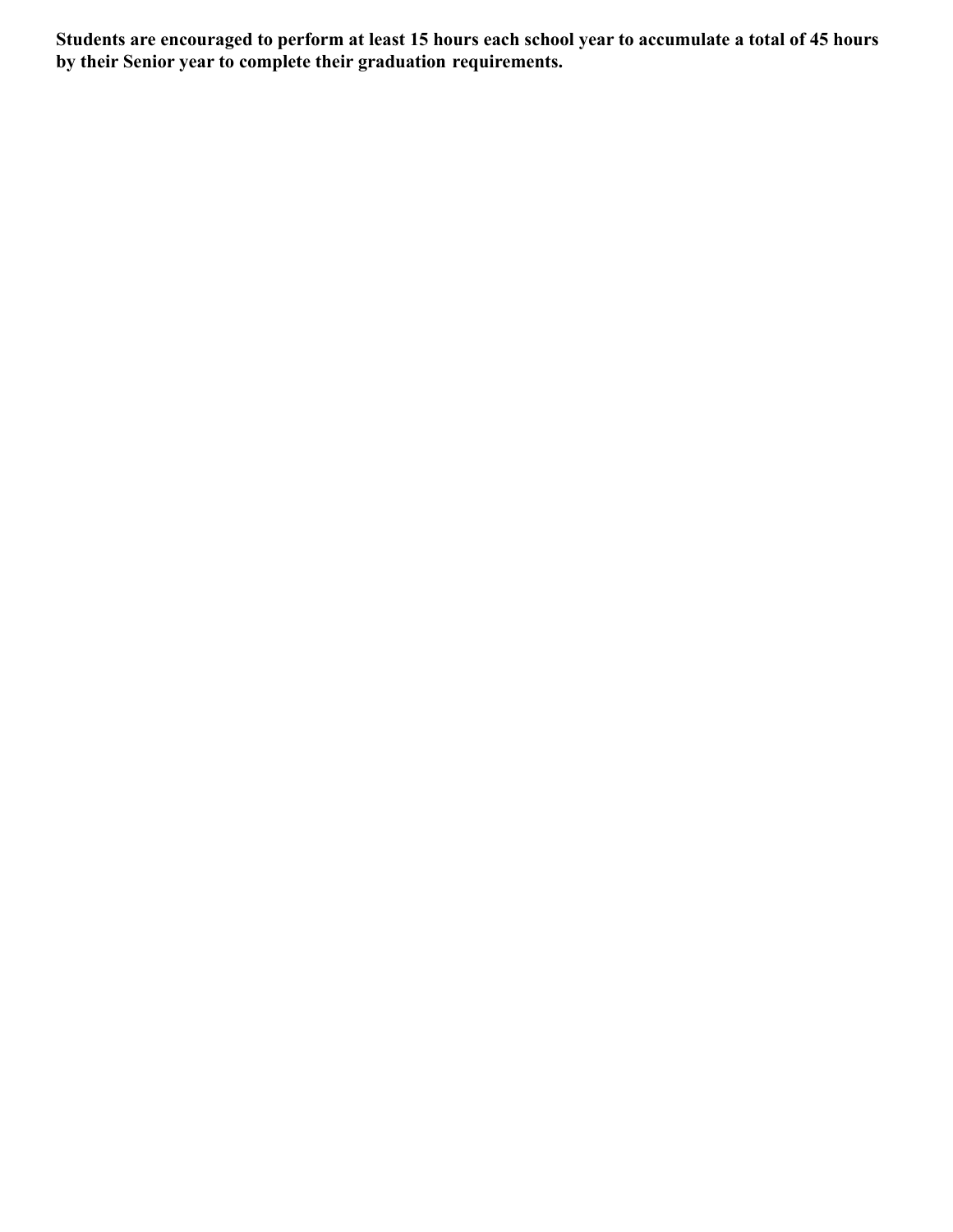**Students are encouraged to perform at least 15 hours each school year to accumulate a total of 45 hours by their Senior year to complete their graduation requirements.**